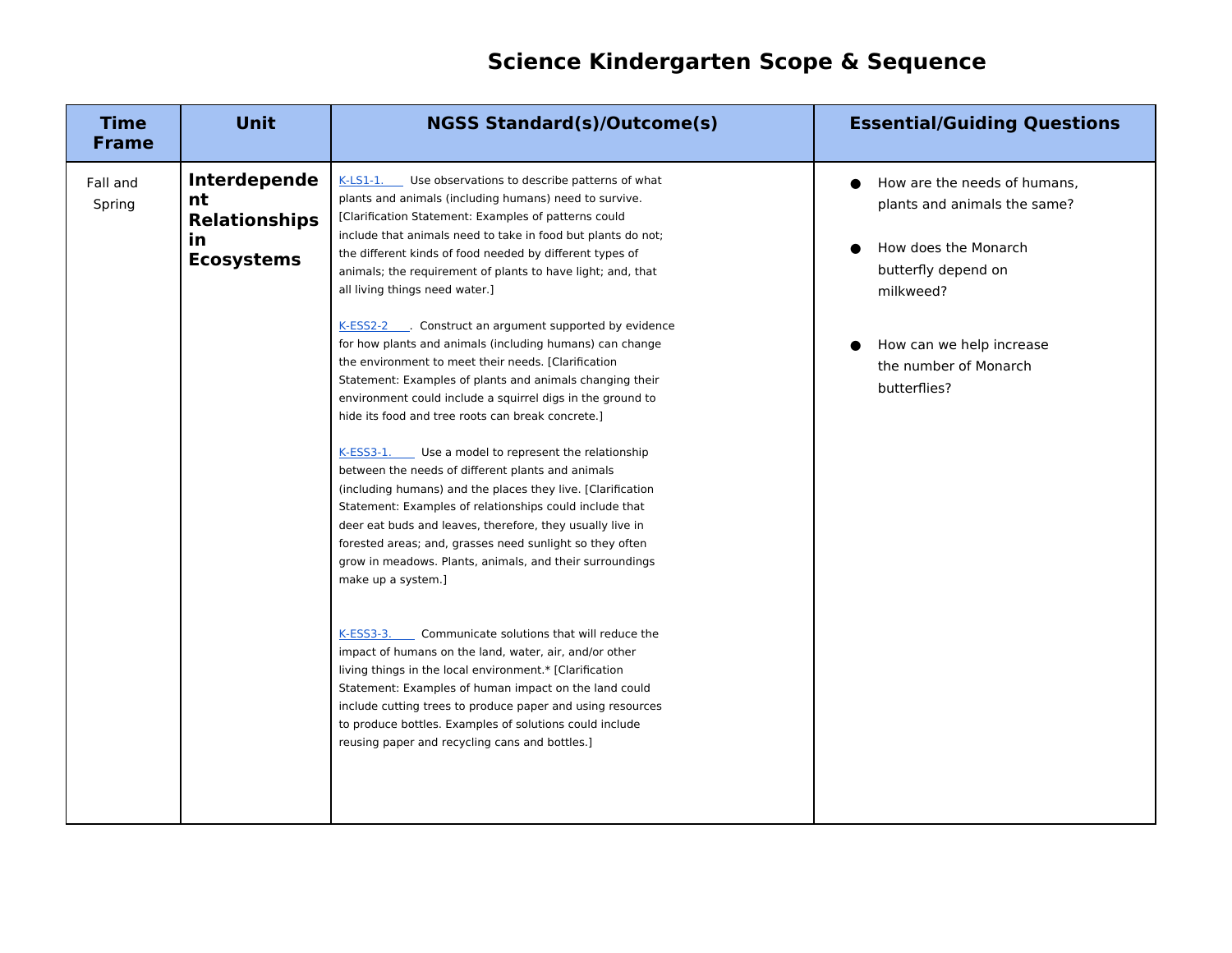# Science Kindergarten Scope & Sequence

| Time Frame | Unit | NGSS Standard(s)/Outcome(s) | Essential/Guiding Questions |
|---|---|---|---|
| Fall and Spring | **Interdependent Relationships in Ecosystems** | K-LS1-1. Use observations to describe patterns of what plants and animals (including humans) need to survive. [Clarification Statement: Examples of patterns could include that animals need to take in food but plants do not; the different kinds of food needed by different types of animals; the requirement of plants to have light; and, that all living things need water.]<br><br>K-ESS2-2. Construct an argument supported by evidence for how plants and animals (including humans) can change the environment to meet their needs. [Clarification Statement: Examples of plants and animals changing their environment could include a squirrel digs in the ground to hide its food and tree roots can break concrete.]<br><br>K-ESS3-1. Use a model to represent the relationship between the needs of different plants and animals (including humans) and the places they live. [Clarification Statement: Examples of relationships could include that deer eat buds and leaves, therefore, they usually live in forested areas; and, grasses need sunlight so they often grow in meadows. Plants, animals, and their surroundings make up a system.]<br><br>K-ESS3-3. Communicate solutions that will reduce the impact of humans on the land, water, air, and/or other living things in the local environment.* [Clarification Statement: Examples of human impact on the land could include cutting trees to produce paper and using resources to produce bottles. Examples of solutions could include reusing paper and recycling cans and bottles.] | • How are the needs of humans, plants and animals the same?<br><br>• How does the Monarch butterfly depend on milkweed?<br><br>• How can we help increase the number of Monarch butterflies? |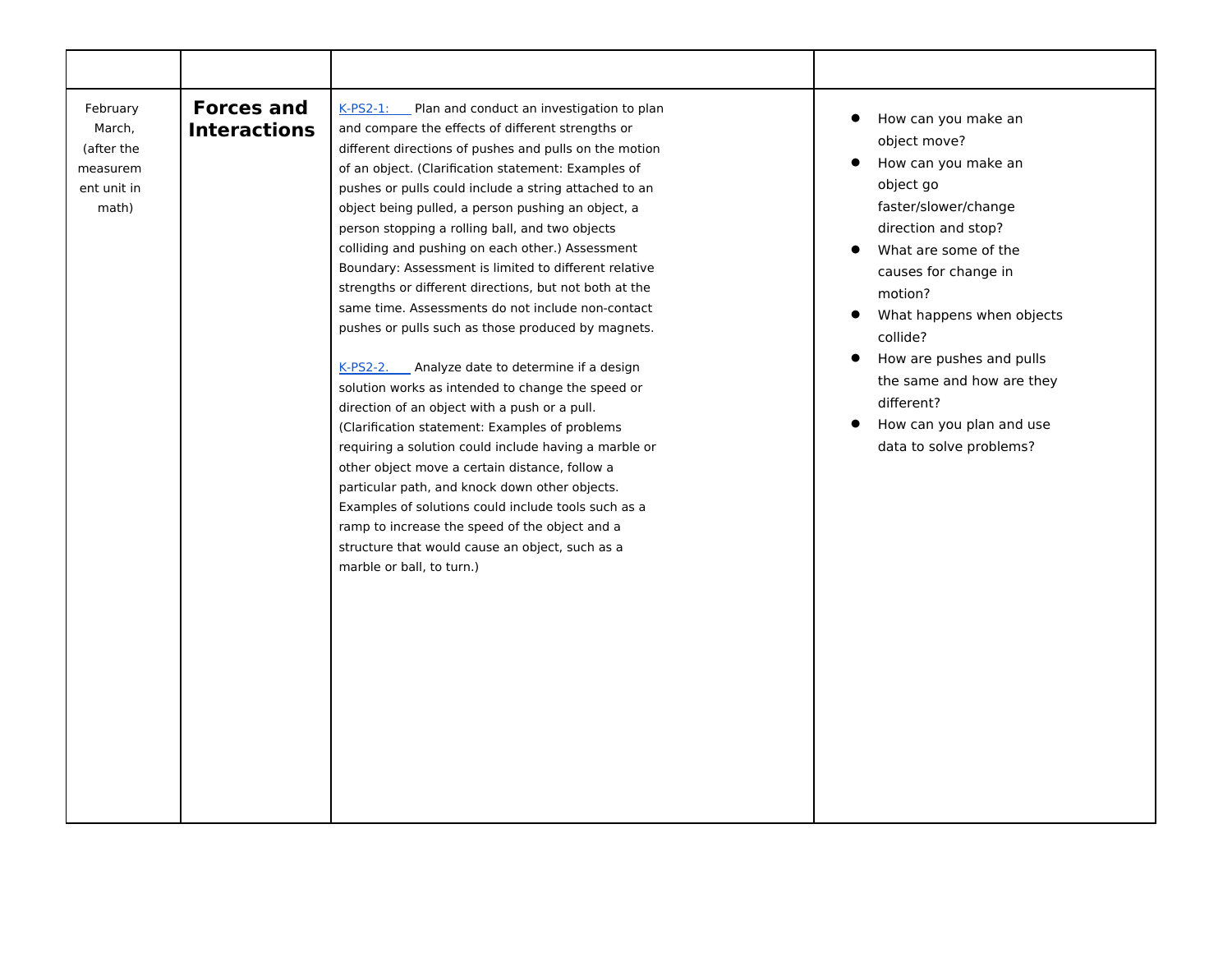| | | | |
|---|---|---|---|
| February March, (after the measurement unit in math) | **Forces and Interactions** | K-PS2-1: Plan and conduct an investigation to plan and compare the effects of different strengths or different directions of pushes and pulls on the motion of an object. (Clarification statement: Examples of pushes or pulls could include a string attached to an object being pulled, a person pushing an object, a person stopping a rolling ball, and two objects colliding and pushing on each other.) Assessment Boundary: Assessment is limited to different relative strengths or different directions, but not both at the same time. Assessments do not include non-contact pushes or pulls such as those produced by magnets.<br><br>K-PS2-2. Analyze date to determine if a design solution works as intended to change the speed or direction of an object with a push or a pull. (Clarification statement: Examples of problems requiring a solution could include having a marble or other object move a certain distance, follow a particular path, and knock down other objects. Examples of solutions could include tools such as a ramp to increase the speed of the object and a structure that would cause an object, such as a marble or ball, to turn.) | • How can you make an object move?<br>• How can you make an object go faster/slower/change direction and stop?<br>• What are some of the causes for change in motion?<br>• What happens when objects collide?<br>• How are pushes and pulls the same and how are they different?<br>• How can you plan and use data to solve problems? |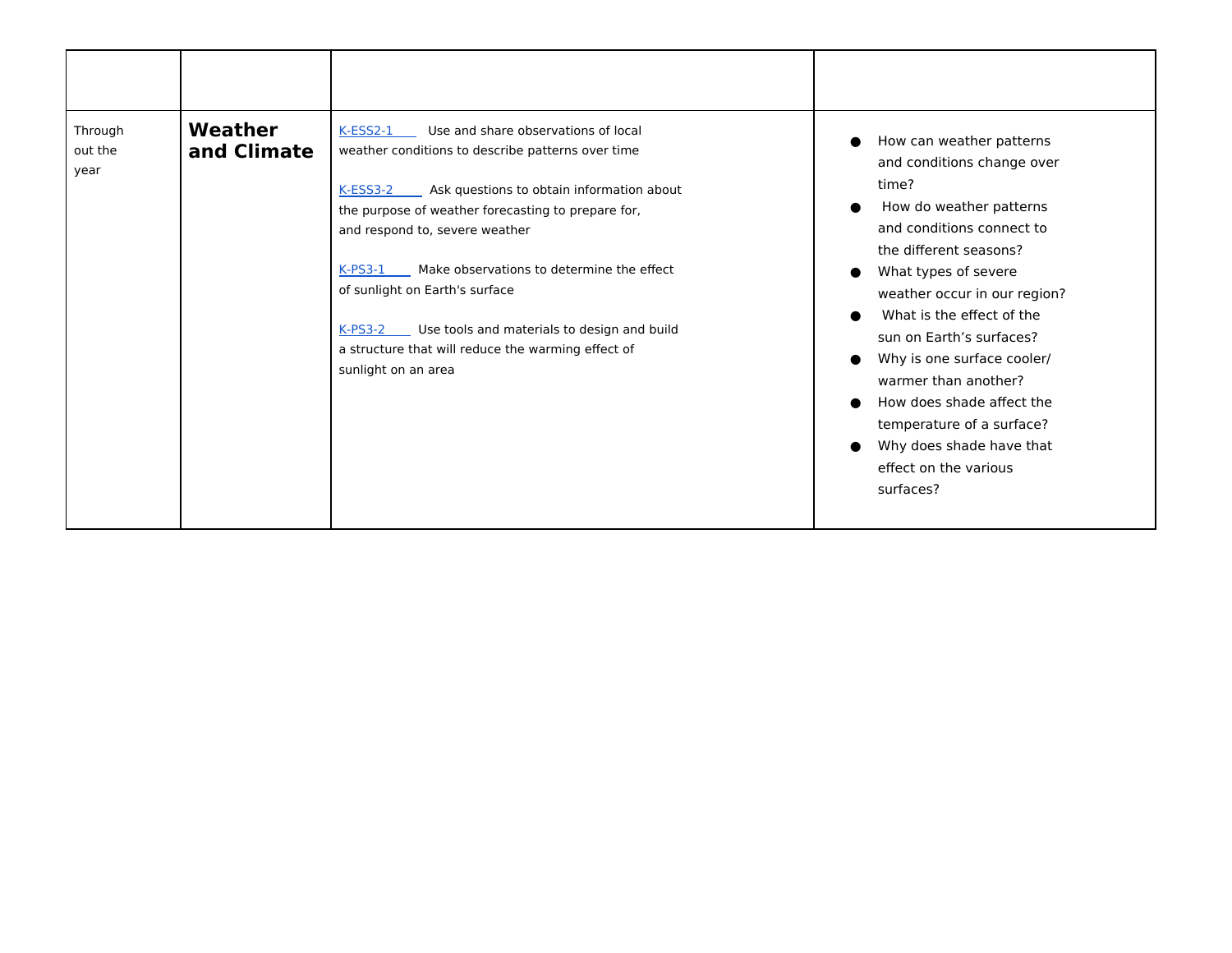| | | | |
|---|---|---|---|
| Through out the year | **Weather and Climate** | K-ESS2-1 Use and share observations of local weather conditions to describe patterns over time<br><br>K-ESS3-2 Ask questions to obtain information about the purpose of weather forecasting to prepare for, and respond to, severe weather<br><br>K-PS3-1 Make observations to determine the effect of sunlight on Earth's surface<br><br>K-PS3-2 Use tools and materials to design and build a structure that will reduce the warming effect of sunlight on an area | • How can weather patterns and conditions change over time?<br>• How do weather patterns and conditions connect to the different seasons?<br>• What types of severe weather occur in our region?<br>• What is the effect of the sun on Earth's surfaces?<br>• Why is one surface cooler/ warmer than another?<br>• How does shade affect the temperature of a surface?<br>• Why does shade have that effect on the various surfaces? |